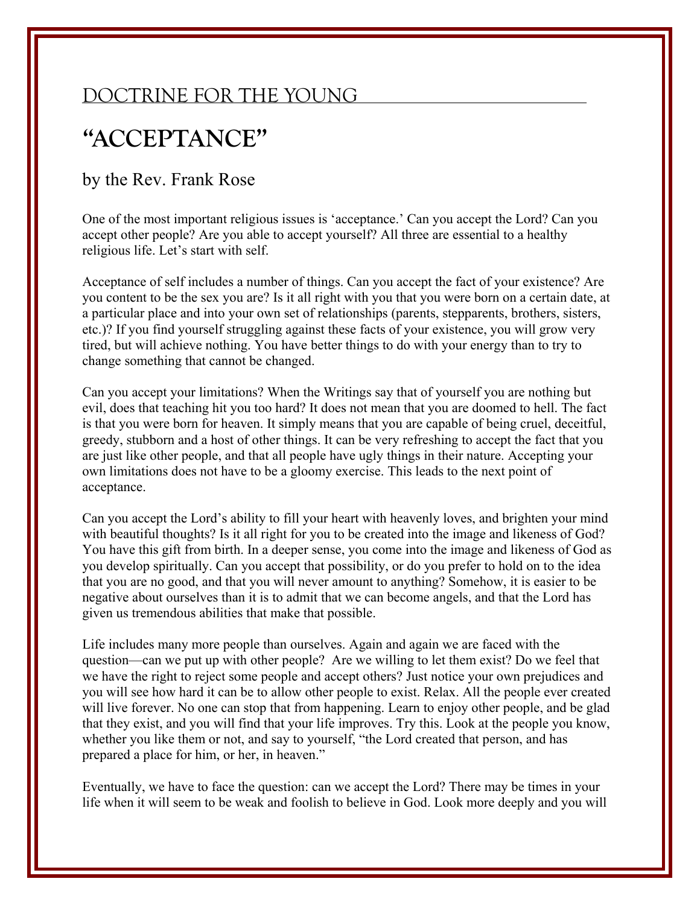## DOCTRINE FOR THE YOUNG

# "ACCEPTANCE"

### by the Rev. Frank Rose

One of the most important religious issues is 'acceptance.' Can you accept the Lord? Can you accept other people? Are you able to accept yourself? All three are essential to a healthy religious life. Let's start with self.

Acceptance of self includes a number of things. Can you accept the fact of your existence? Are you content to be the sex you are? Is it all right with you that you were born on a certain date, at a particular place and into your own set of relationships (parents, stepparents, brothers, sisters, etc.)? If you find yourself struggling against these facts of your existence, you will grow very tired, but will achieve nothing. You have better things to do with your energy than to try to change something that cannot be changed.

Can you accept your limitations? When the Writings say that of yourself you are nothing but evil, does that teaching hit you too hard? It does not mean that you are doomed to hell. The fact is that you were born for heaven. It simply means that you are capable of being cruel, deceitful, greedy, stubborn and a host of other things. It can be very refreshing to accept the fact that you are just like other people, and that all people have ugly things in their nature. Accepting your own limitations does not have to be a gloomy exercise. This leads to the next point of acceptance.

Can you accept the Lord's ability to fill your heart with heavenly loves, and brighten your mind with beautiful thoughts? Is it all right for you to be created into the image and likeness of God? You have this gift from birth. In a deeper sense, you come into the image and likeness of God as you develop spiritually. Can you accept that possibility, or do you prefer to hold on to the idea that you are no good, and that you will never amount to anything? Somehow, it is easier to be negative about ourselves than it is to admit that we can become angels, and that the Lord has given us tremendous abilities that make that possible.

Life includes many more people than ourselves. Again and again we are faced with the question—can we put up with other people? Are we willing to let them exist? Do we feel that we have the right to reject some people and accept others? Just notice your own prejudices and you will see how hard it can be to allow other people to exist. Relax. All the people ever created will live forever. No one can stop that from happening. Learn to enjoy other people, and be glad that they exist, and you will find that your life improves. Try this. Look at the people you know, whether you like them or not, and say to yourself, "the Lord created that person, and has prepared a place for him, or her, in heaven."

Eventually, we have to face the question: can we accept the Lord? There may be times in your life when it will seem to be weak and foolish to believe in God. Look more deeply and you will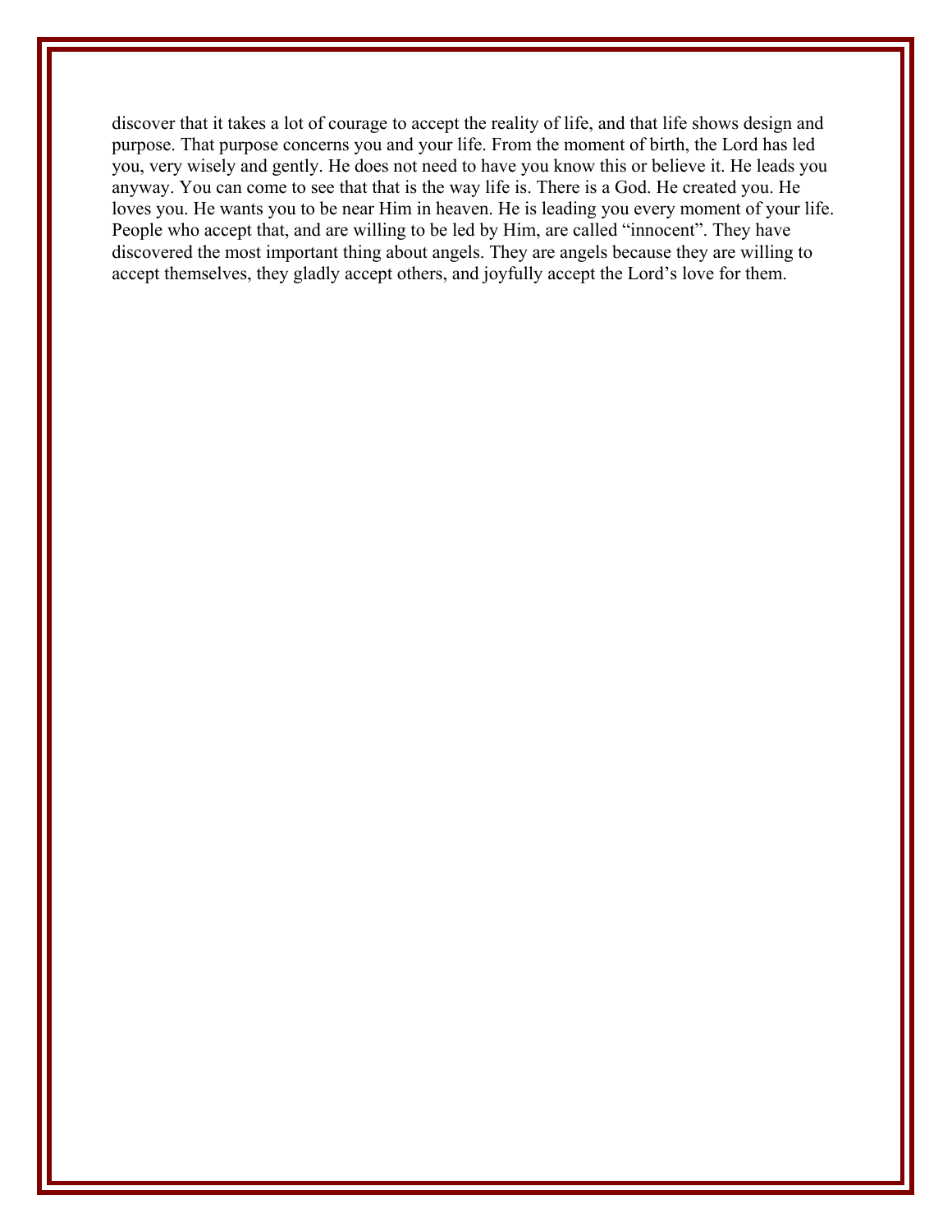discover that it takes a lot of courage to accept the reality of life, and that life shows design and purpose. That purpose concerns you and your life. From the moment of birth, the Lord has led you, very wisely and gently. He does not need to have you know this or believe it. He leads you anyway. You can come to see that that is the way life is. There is a God. He created you. He loves you. He wants you to be near Him in heaven. He is leading you every moment of your life. People who accept that, and are willing to be led by Him, are called "innocent". They have discovered the most important thing about angels. They are angels because they are willing to accept themselves, they gladly accept others, and joyfully accept the Lord's love for them.